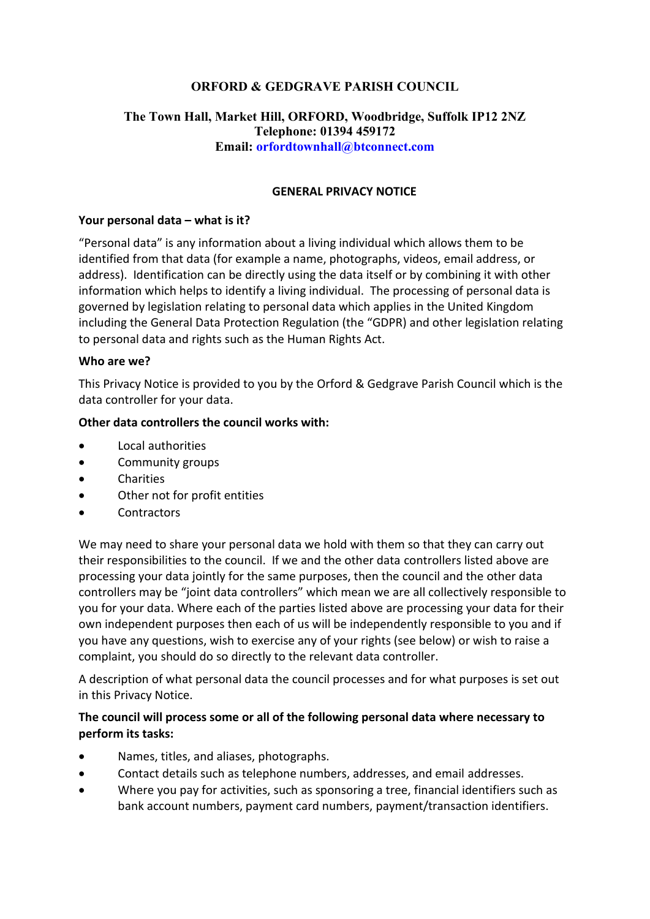**ORFORD & GEDGRAVE PARISH COUNCIL**

**The Town Hall, Market Hill, ORFORD, Woodbridge, Suffolk IP12 2NZ**
**Telephone: 01394 459172**
**Email: orfordtownhall@btconnect.com**

# GENERAL PRIVACY NOTICE

**Your personal data – what is it?**

"Personal data" is any information about a living individual which allows them to be identified from that data (for example a name, photographs, videos, email address, or address). Identification can be directly using the data itself or by combining it with other information which helps to identify a living individual. The processing of personal data is governed by legislation relating to personal data which applies in the United Kingdom including the General Data Protection Regulation (the "GDPR) and other legislation relating to personal data and rights such as the Human Rights Act.

**Who are we?**

This Privacy Notice is provided to you by the Orford & Gedgrave Parish Council which is the data controller for your data.

**Other data controllers the council works with:**

- Local authorities
- Community groups
- Charities
- Other not for profit entities
- Contractors

We may need to share your personal data we hold with them so that they can carry out their responsibilities to the council. If we and the other data controllers listed above are processing your data jointly for the same purposes, then the council and the other data controllers may be "joint data controllers" which mean we are all collectively responsible to you for your data. Where each of the parties listed above are processing your data for their own independent purposes then each of us will be independently responsible to you and if you have any questions, wish to exercise any of your rights (see below) or wish to raise a complaint, you should do so directly to the relevant data controller.

A description of what personal data the council processes and for what purposes is set out in this Privacy Notice.

**The council will process some or all of the following personal data where necessary to perform its tasks:**

- Names, titles, and aliases, photographs.
- Contact details such as telephone numbers, addresses, and email addresses.
- Where you pay for activities, such as sponsoring a tree, financial identifiers such as bank account numbers, payment card numbers, payment/transaction identifiers.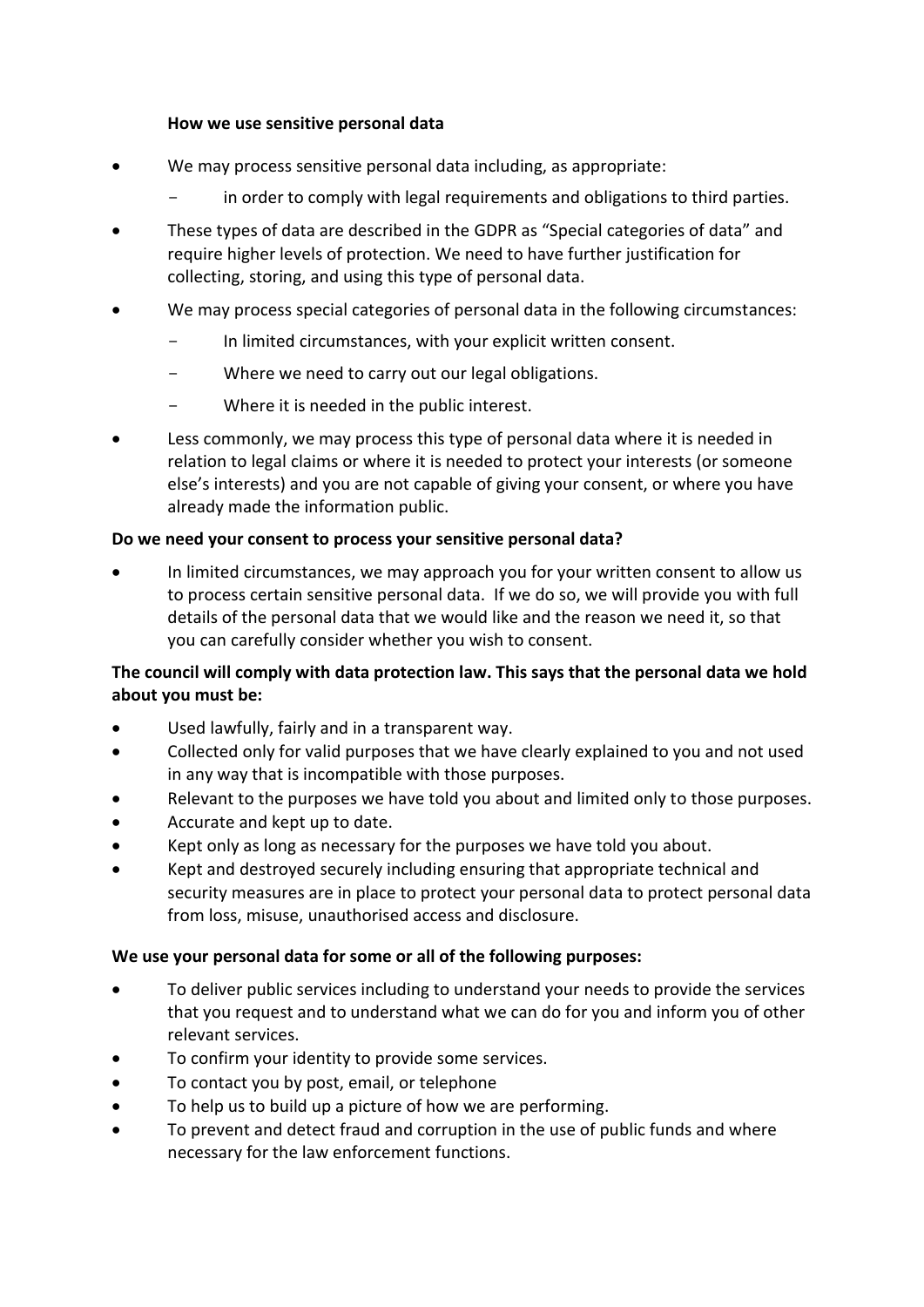**How we use sensitive personal data**

- We may process sensitive personal data including, as appropriate:
  - in order to comply with legal requirements and obligations to third parties.
- These types of data are described in the GDPR as "Special categories of data" and require higher levels of protection. We need to have further justification for collecting, storing, and using this type of personal data.
- We may process special categories of personal data in the following circumstances:
  - In limited circumstances, with your explicit written consent.
  - Where we need to carry out our legal obligations.
  - Where it is needed in the public interest.
- Less commonly, we may process this type of personal data where it is needed in relation to legal claims or where it is needed to protect your interests (or someone else's interests) and you are not capable of giving your consent, or where you have already made the information public.

**Do we need your consent to process your sensitive personal data?**

- In limited circumstances, we may approach you for your written consent to allow us to process certain sensitive personal data. If we do so, we will provide you with full details of the personal data that we would like and the reason we need it, so that you can carefully consider whether you wish to consent.

**The council will comply with data protection law. This says that the personal data we hold about you must be:**

- Used lawfully, fairly and in a transparent way.
- Collected only for valid purposes that we have clearly explained to you and not used in any way that is incompatible with those purposes.
- Relevant to the purposes we have told you about and limited only to those purposes.
- Accurate and kept up to date.
- Kept only as long as necessary for the purposes we have told you about.
- Kept and destroyed securely including ensuring that appropriate technical and security measures are in place to protect your personal data to protect personal data from loss, misuse, unauthorised access and disclosure.

**We use your personal data for some or all of the following purposes:**

- To deliver public services including to understand your needs to provide the services that you request and to understand what we can do for you and inform you of other relevant services.
- To confirm your identity to provide some services.
- To contact you by post, email, or telephone
- To help us to build up a picture of how we are performing.
- To prevent and detect fraud and corruption in the use of public funds and where necessary for the law enforcement functions.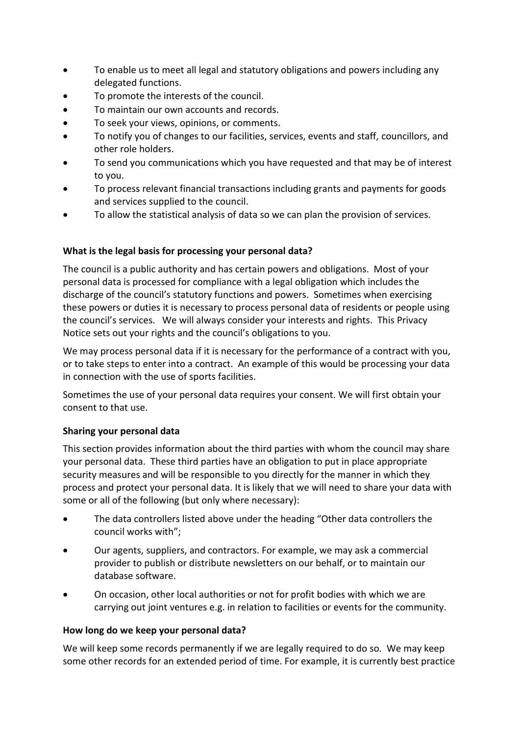- To enable us to meet all legal and statutory obligations and powers including any delegated functions.
- To promote the interests of the council.
- To maintain our own accounts and records.
- To seek your views, opinions, or comments.
- To notify you of changes to our facilities, services, events and staff, councillors, and other role holders.
- To send you communications which you have requested and that may be of interest to you.
- To process relevant financial transactions including grants and payments for goods and services supplied to the council.
- To allow the statistical analysis of data so we can plan the provision of services.

**What is the legal basis for processing your personal data?**

The council is a public authority and has certain powers and obligations. Most of your personal data is processed for compliance with a legal obligation which includes the discharge of the council's statutory functions and powers. Sometimes when exercising these powers or duties it is necessary to process personal data of residents or people using the council's services. We will always consider your interests and rights. This Privacy Notice sets out your rights and the council's obligations to you.

We may process personal data if it is necessary for the performance of a contract with you, or to take steps to enter into a contract. An example of this would be processing your data in connection with the use of sports facilities.

Sometimes the use of your personal data requires your consent. We will first obtain your consent to that use.

**Sharing your personal data**

This section provides information about the third parties with whom the council may share your personal data. These third parties have an obligation to put in place appropriate security measures and will be responsible to you directly for the manner in which they process and protect your personal data. It is likely that we will need to share your data with some or all of the following (but only where necessary):

- The data controllers listed above under the heading "Other data controllers the council works with";
- Our agents, suppliers, and contractors. For example, we may ask a commercial provider to publish or distribute newsletters on our behalf, or to maintain our database software.
- On occasion, other local authorities or not for profit bodies with which we are carrying out joint ventures e.g. in relation to facilities or events for the community.

**How long do we keep your personal data?**

We will keep some records permanently if we are legally required to do so. We may keep some other records for an extended period of time. For example, it is currently best practice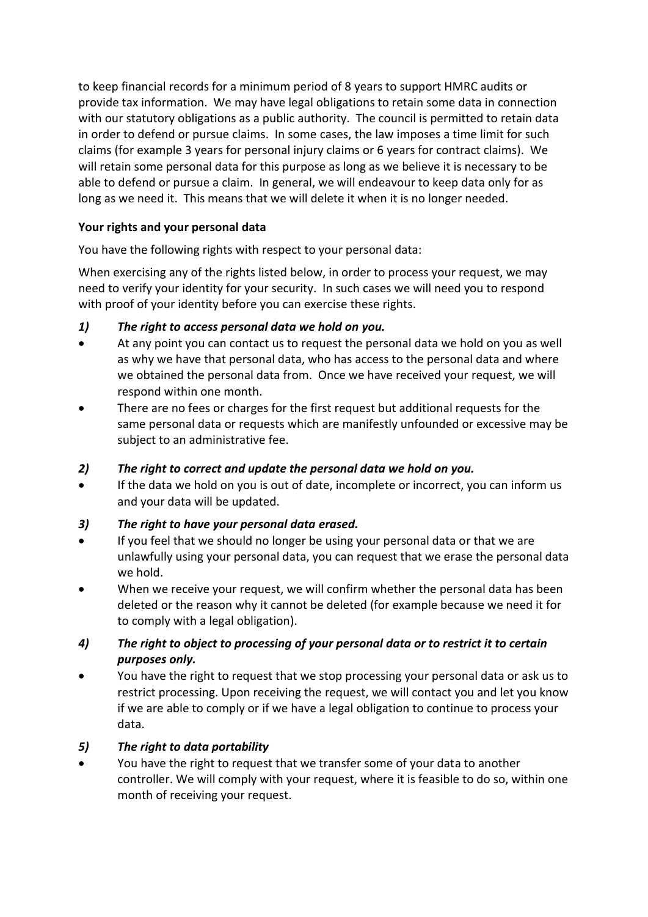to keep financial records for a minimum period of 8 years to support HMRC audits or provide tax information. We may have legal obligations to retain some data in connection with our statutory obligations as a public authority. The council is permitted to retain data in order to defend or pursue claims. In some cases, the law imposes a time limit for such claims (for example 3 years for personal injury claims or 6 years for contract claims). We will retain some personal data for this purpose as long as we believe it is necessary to be able to defend or pursue a claim. In general, we will endeavour to keep data only for as long as we need it. This means that we will delete it when it is no longer needed.

**Your rights and your personal data**

You have the following rights with respect to your personal data:

When exercising any of the rights listed below, in order to process your request, we may need to verify your identity for your security. In such cases we will need you to respond with proof of your identity before you can exercise these rights.

***1) The right to access personal data we hold on you.***

- At any point you can contact us to request the personal data we hold on you as well as why we have that personal data, who has access to the personal data and where we obtained the personal data from. Once we have received your request, we will respond within one month.
- There are no fees or charges for the first request but additional requests for the same personal data or requests which are manifestly unfounded or excessive may be subject to an administrative fee.

***2) The right to correct and update the personal data we hold on you.***

- If the data we hold on you is out of date, incomplete or incorrect, you can inform us and your data will be updated.

***3) The right to have your personal data erased.***

- If you feel that we should no longer be using your personal data or that we are unlawfully using your personal data, you can request that we erase the personal data we hold.
- When we receive your request, we will confirm whether the personal data has been deleted or the reason why it cannot be deleted (for example because we need it for to comply with a legal obligation).

***4) The right to object to processing of your personal data or to restrict it to certain purposes only.***

- You have the right to request that we stop processing your personal data or ask us to restrict processing. Upon receiving the request, we will contact you and let you know if we are able to comply or if we have a legal obligation to continue to process your data.

***5) The right to data portability***

- You have the right to request that we transfer some of your data to another controller. We will comply with your request, where it is feasible to do so, within one month of receiving your request.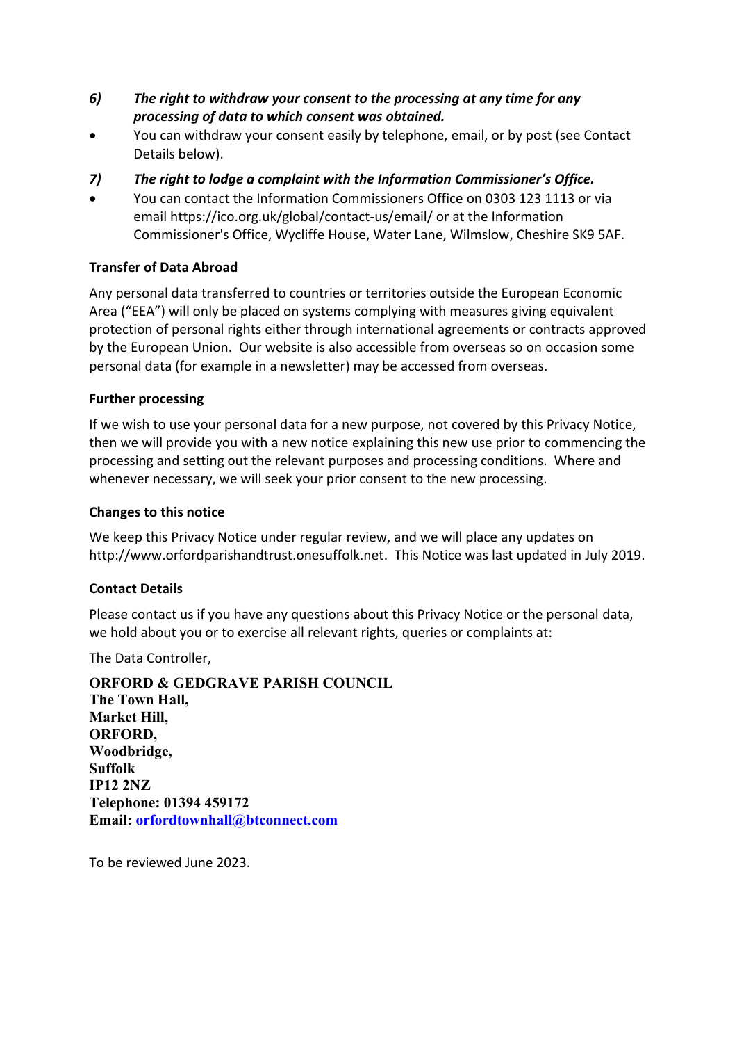*6)* ***The right to withdraw your consent to the processing at any time for any processing of data to which consent was obtained.***

- You can withdraw your consent easily by telephone, email, or by post (see Contact Details below).

*7)* ***The right to lodge a complaint with the Information Commissioner's Office.***

- You can contact the Information Commissioners Office on 0303 123 1113 or via email https://ico.org.uk/global/contact-us/email/ or at the Information Commissioner's Office, Wycliffe House, Water Lane, Wilmslow, Cheshire SK9 5AF.

**Transfer of Data Abroad**

Any personal data transferred to countries or territories outside the European Economic Area ("EEA") will only be placed on systems complying with measures giving equivalent protection of personal rights either through international agreements or contracts approved by the European Union. Our website is also accessible from overseas so on occasion some personal data (for example in a newsletter) may be accessed from overseas.

**Further processing**

If we wish to use your personal data for a new purpose, not covered by this Privacy Notice, then we will provide you with a new notice explaining this new use prior to commencing the processing and setting out the relevant purposes and processing conditions. Where and whenever necessary, we will seek your prior consent to the new processing.

**Changes to this notice**

We keep this Privacy Notice under regular review, and we will place any updates on http://www.orfordparishandtrust.onesuffolk.net. This Notice was last updated in July 2019.

**Contact Details**

Please contact us if you have any questions about this Privacy Notice or the personal data, we hold about you or to exercise all relevant rights, queries or complaints at:

The Data Controller,

**ORFORD & GEDGRAVE PARISH COUNCIL**
**The Town Hall,**
**Market Hill,**
**ORFORD,**
**Woodbridge,**
**Suffolk**
**IP12 2NZ**
**Telephone: 01394 459172**
**Email: orfordtownhall@btconnect.com**

To be reviewed June 2023.